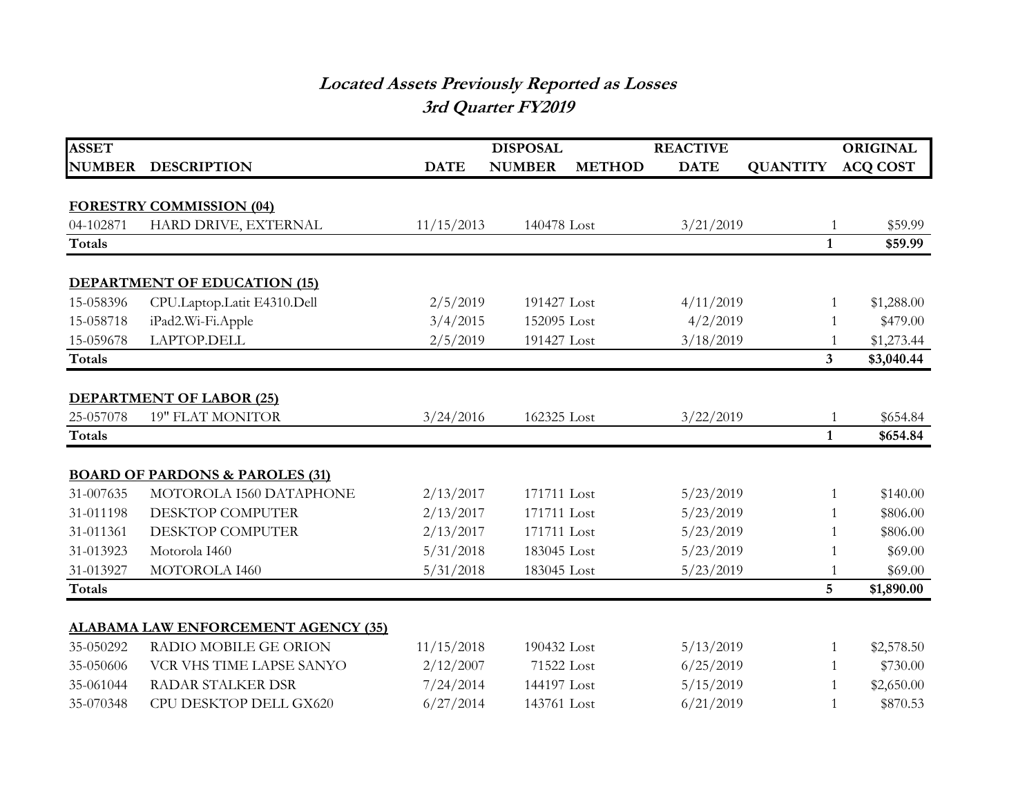# *Located Assets Previously Reported as Losses*
## *3rd Quarter FY2019*

| ASSET NUMBER | DESCRIPTION | DATE | DISPOSAL NUMBER | METHOD | REACTIVE DATE | QUANTITY | ORIGINAL ACQ COST |
|---|---|---|---|---|---|---|---|
| **FORESTRY COMMISSION (04)** | | | | | | | |
| 04-102871 | HARD DRIVE, EXTERNAL | 11/15/2013 | 140478 | Lost | 3/21/2019 | 1 | $59.99 |
| **Totals** | | | | | | **1** | **$59.99** |
| **DEPARTMENT OF EDUCATION (15)** | | | | | | | |
| 15-058396 | CPU.Laptop.Latit E4310.Dell | 2/5/2019 | 191427 | Lost | 4/11/2019 | 1 | $1,288.00 |
| 15-058718 | iPad2.Wi-Fi.Apple | 3/4/2015 | 152095 | Lost | 4/2/2019 | 1 | $479.00 |
| 15-059678 | LAPTOP.DELL | 2/5/2019 | 191427 | Lost | 3/18/2019 | 1 | $1,273.44 |
| **Totals** | | | | | | **3** | **$3,040.44** |
| **DEPARTMENT OF LABOR (25)** | | | | | | | |
| 25-057078 | 19" FLAT MONITOR | 3/24/2016 | 162325 | Lost | 3/22/2019 | 1 | $654.84 |
| **Totals** | | | | | | **1** | **$654.84** |
| **BOARD OF PARDONS & PAROLES (31)** | | | | | | | |
| 31-007635 | MOTOROLA I560 DATAPHONE | 2/13/2017 | 171711 | Lost | 5/23/2019 | 1 | $140.00 |
| 31-011198 | DESKTOP COMPUTER | 2/13/2017 | 171711 | Lost | 5/23/2019 | 1 | $806.00 |
| 31-011361 | DESKTOP COMPUTER | 2/13/2017 | 171711 | Lost | 5/23/2019 | 1 | $806.00 |
| 31-013923 | Motorola I460 | 5/31/2018 | 183045 | Lost | 5/23/2019 | 1 | $69.00 |
| 31-013927 | MOTOROLA I460 | 5/31/2018 | 183045 | Lost | 5/23/2019 | 1 | $69.00 |
| **Totals** | | | | | | **5** | **$1,890.00** |
| **ALABAMA LAW ENFORCEMENT AGENCY (35)** | | | | | | | |
| 35-050292 | RADIO MOBILE GE ORION | 11/15/2018 | 190432 | Lost | 5/13/2019 | 1 | $2,578.50 |
| 35-050606 | VCR VHS TIME LAPSE SANYO | 2/12/2007 | 71522 | Lost | 6/25/2019 | 1 | $730.00 |
| 35-061044 | RADAR STALKER DSR | 7/24/2014 | 144197 | Lost | 5/15/2019 | 1 | $2,650.00 |
| 35-070348 | CPU DESKTOP DELL GX620 | 6/27/2014 | 143761 | Lost | 6/21/2019 | 1 | $870.53 |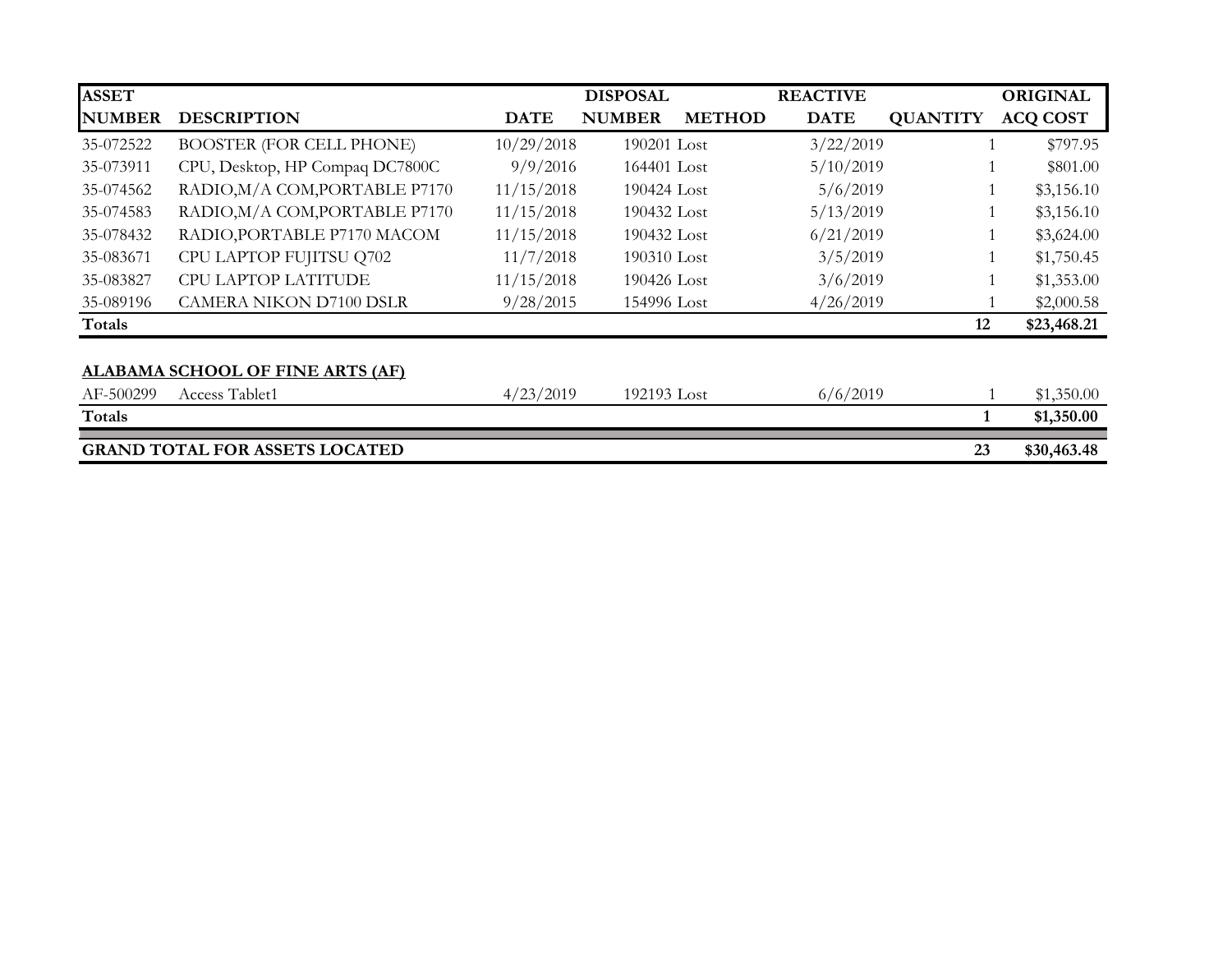| ASSET NUMBER | DESCRIPTION | DATE | DISPOSAL NUMBER | METHOD | REACTIVE DATE | QUANTITY | ORIGINAL ACQ COST |
|---|---|---|---|---|---|---|---|
| 35-072522 | BOOSTER (FOR CELL PHONE) | 10/29/2018 | 190201 | Lost | 3/22/2019 | 1 | $797.95 |
| 35-073911 | CPU, Desktop, HP Compaq DC7800C | 9/9/2016 | 164401 | Lost | 5/10/2019 | 1 | $801.00 |
| 35-074562 | RADIO,M/A COM,PORTABLE P7170 | 11/15/2018 | 190424 | Lost | 5/6/2019 | 1 | $3,156.10 |
| 35-074583 | RADIO,M/A COM,PORTABLE P7170 | 11/15/2018 | 190432 | Lost | 5/13/2019 | 1 | $3,156.10 |
| 35-078432 | RADIO,PORTABLE P7170 MACOM | 11/15/2018 | 190432 | Lost | 6/21/2019 | 1 | $3,624.00 |
| 35-083671 | CPU LAPTOP FUJITSU Q702 | 11/7/2018 | 190310 | Lost | 3/5/2019 | 1 | $1,750.45 |
| 35-083827 | CPU LAPTOP LATITUDE | 11/15/2018 | 190426 | Lost | 3/6/2019 | 1 | $1,353.00 |
| 35-089196 | CAMERA NIKON D7100 DSLR | 9/28/2015 | 154996 | Lost | 4/26/2019 | 1 | $2,000.58 |
| **Totals** | | | | | | **12** | **$23,468.21** |

**ALABAMA SCHOOL OF FINE ARTS (AF)**

| ASSET NUMBER | DESCRIPTION | DATE | DISPOSAL NUMBER | METHOD | REACTIVE DATE | QUANTITY | ORIGINAL ACQ COST |
|---|---|---|---|---|---|---|---|
| AF-500299 | Access Tablet1 | 4/23/2019 | 192193 | Lost | 6/6/2019 | 1 | $1,350.00 |
| **Totals** | | | | | | **1** | **$1,350.00** |
| **GRAND TOTAL FOR ASSETS LOCATED** | | | | | | **23** | **$30,463.48** |